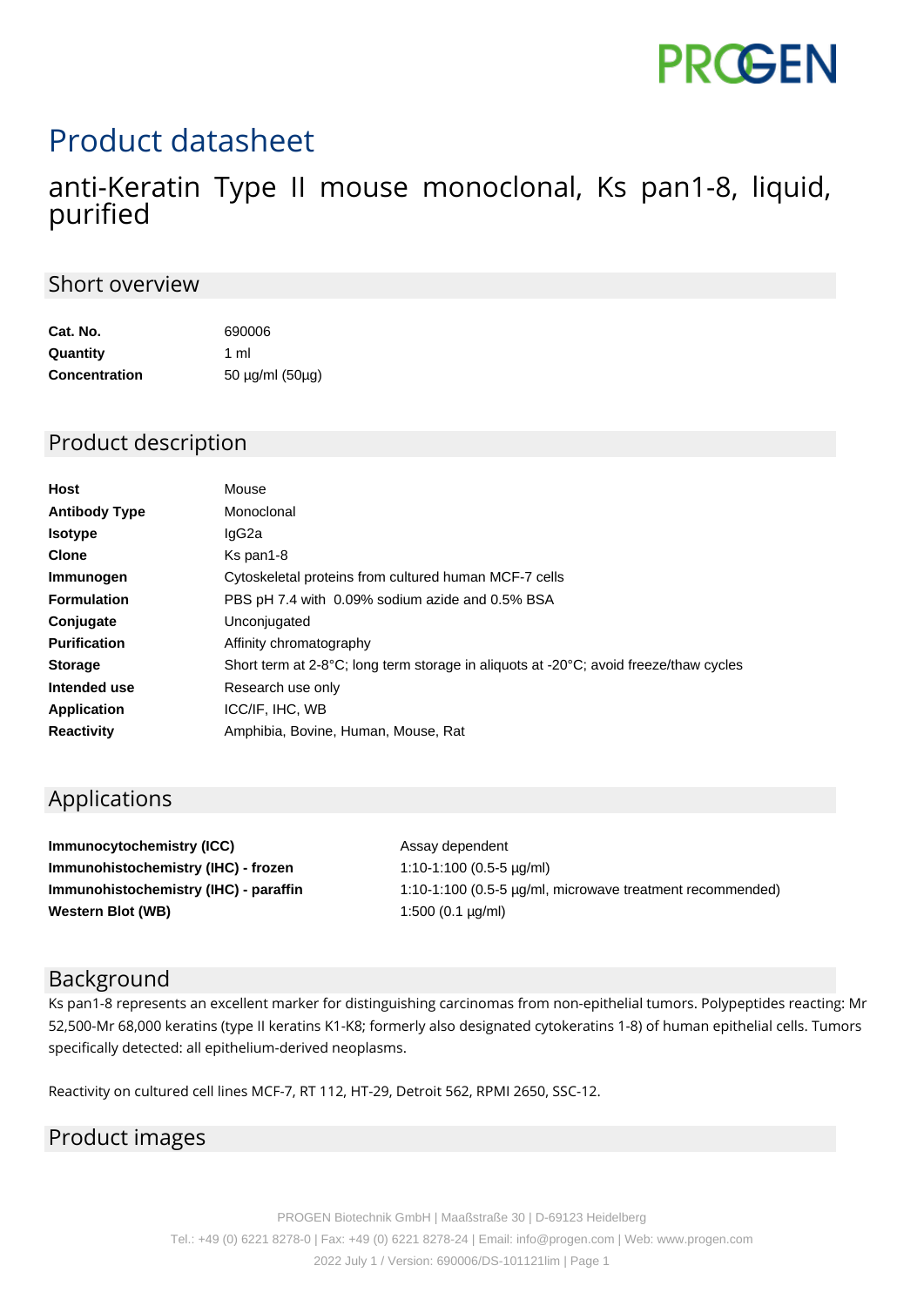# Product datasheet

## anti-Keratin Type II mouse monoclonal, Ks pan1-8, liquid, purified

## Short overview

| | |
|---|---|
| **Cat. No.** | 690006 |
| **Quantity** | 1 ml |
| **Concentration** | 50 µg/ml (50µg) |

## Product description

| | |
|---|---|
| **Host** | Mouse |
| **Antibody Type** | Monoclonal |
| **Isotype** | IgG2a |
| **Clone** | Ks pan1-8 |
| **Immunogen** | Cytoskeletal proteins from cultured human MCF-7 cells |
| **Formulation** | PBS pH 7.4 with 0.09% sodium azide and 0.5% BSA |
| **Conjugate** | Unconjugated |
| **Purification** | Affinity chromatography |
| **Storage** | Short term at 2-8°C; long term storage in aliquots at -20°C; avoid freeze/thaw cycles |
| **Intended use** | Research use only |
| **Application** | ICC/IF, IHC, WB |
| **Reactivity** | Amphibia, Bovine, Human, Mouse, Rat |

## Applications

| | |
|---|---|
| **Immunocytochemistry (ICC)** | Assay dependent |
| **Immunohistochemistry (IHC) - frozen** | 1:10-1:100 (0.5-5 µg/ml) |
| **Immunohistochemistry (IHC) - paraffin** | 1:10-1:100 (0.5-5 µg/ml, microwave treatment recommended) |
| **Western Blot (WB)** | 1:500 (0.1 µg/ml) |

## Background

Ks pan1-8 represents an excellent marker for distinguishing carcinomas from non-epithelial tumors. Polypeptides reacting: Mr 52,500-Mr 68,000 keratins (type II keratins K1-K8; formerly also designated cytokeratins 1-8) of human epithelial cells. Tumors specifically detected: all epithelium-derived neoplasms.

Reactivity on cultured cell lines MCF-7, RT 112, HT-29, Detroit 562, RPMI 2650, SSC-12.

## Product images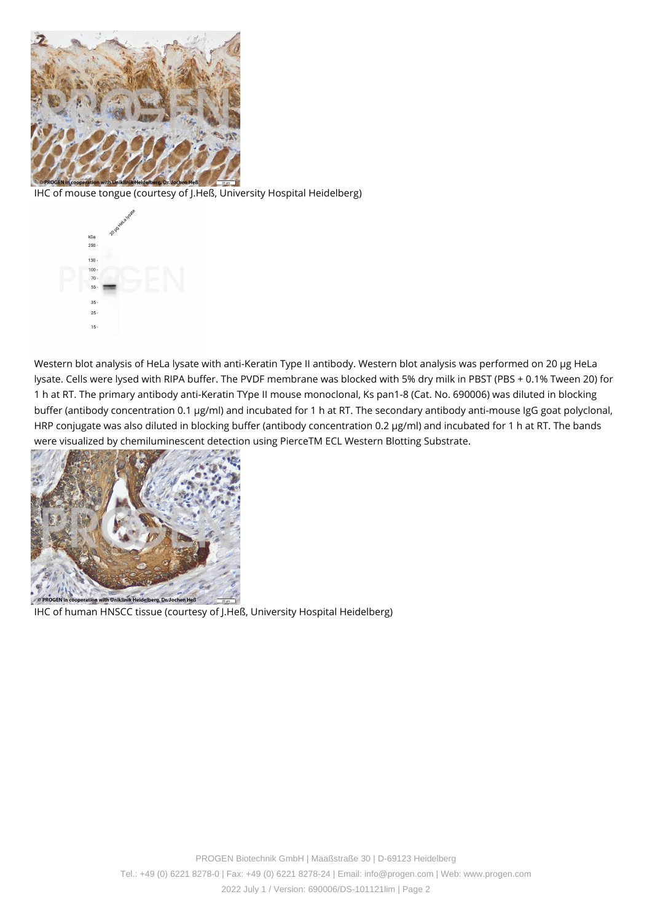IHC of mouse tongue (courtesy of J.Heß, University Hospital Heidelberg)

Western blot analysis of HeLa lysate with anti-Keratin Type II antibody. Western blot analysis was performed on 20 µg HeLa lysate. Cells were lysed with RIPA buffer. The PVDF membrane was blocked with 5% dry milk in PBST (PBS + 0.1% Tween 20) for 1 h at RT. The primary antibody anti-Keratin TYpe II mouse monoclonal, Ks pan1-8 (Cat. No. 690006) was diluted in blocking buffer (antibody concentration 0.1 µg/ml) and incubated for 1 h at RT. The secondary antibody anti-mouse IgG goat polyclonal, HRP conjugate was also diluted in blocking buffer (antibody concentration 0.2 µg/ml) and incubated for 1 h at RT. The bands were visualized by chemiluminescent detection using PierceTM ECL Western Blotting Substrate.

IHC of human HNSCC tissue (courtesy of J.Heß, University Hospital Heidelberg)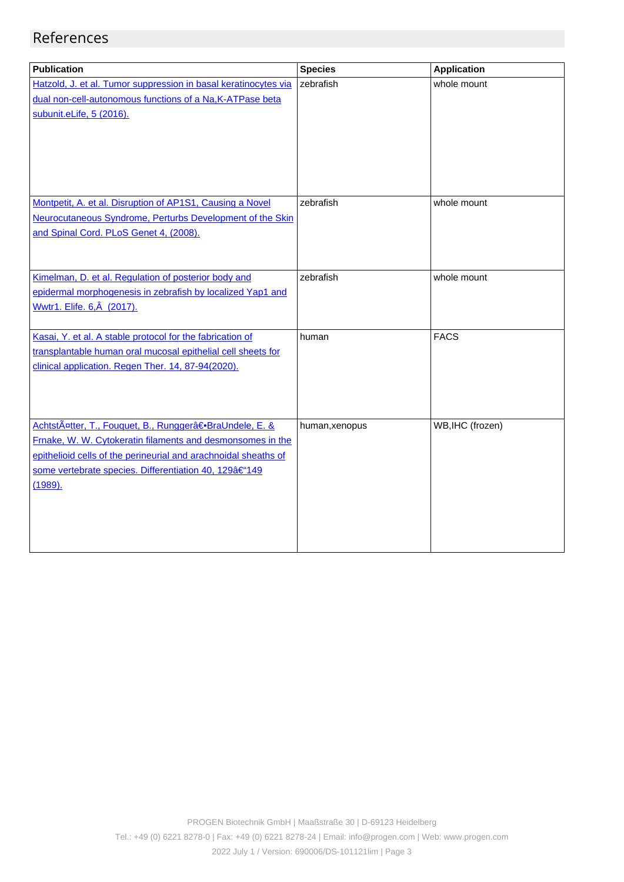## References

| Publication | Species | Application |
|---|---|---|
| Hatzold, J. et al. Tumor suppression in basal keratinocytes via dual non-cell-autonomous functions of a Na,K-ATPase beta subunit.eLife, 5 (2016). | zebrafish | whole mount |
| Montpetit, A. et al. Disruption of AP1S1, Causing a Novel Neurocutaneous Syndrome, Perturbs Development of the Skin and Spinal Cord. PLoS Genet 4, (2008). | zebrafish | whole mount |
| Kimelman, D. et al. Regulation of posterior body and epidermal morphogenesis in zebrafish by localized Yap1 and Wwtr1. Elife. 6,Â  (2017). | zebrafish | whole mount |
| Kasai, Y. et al. A stable protocol for the fabrication of transplantable human oral mucosal epithelial cell sheets for clinical application. Regen Ther. 14, 87-94(2020). | human | FACS |
| AchtstÃ¤tter, T., Fouquet, B., Runggerâ€•BraUndele, E. & Frnake, W. W. Cytokeratin filaments and desmonsomes in the epithelioid cells of the perineurial and arachnoidal sheaths of some vertebrate species. Differentiation 40, 129â€"149 (1989). | human,xenopus | WB,IHC (frozen) |